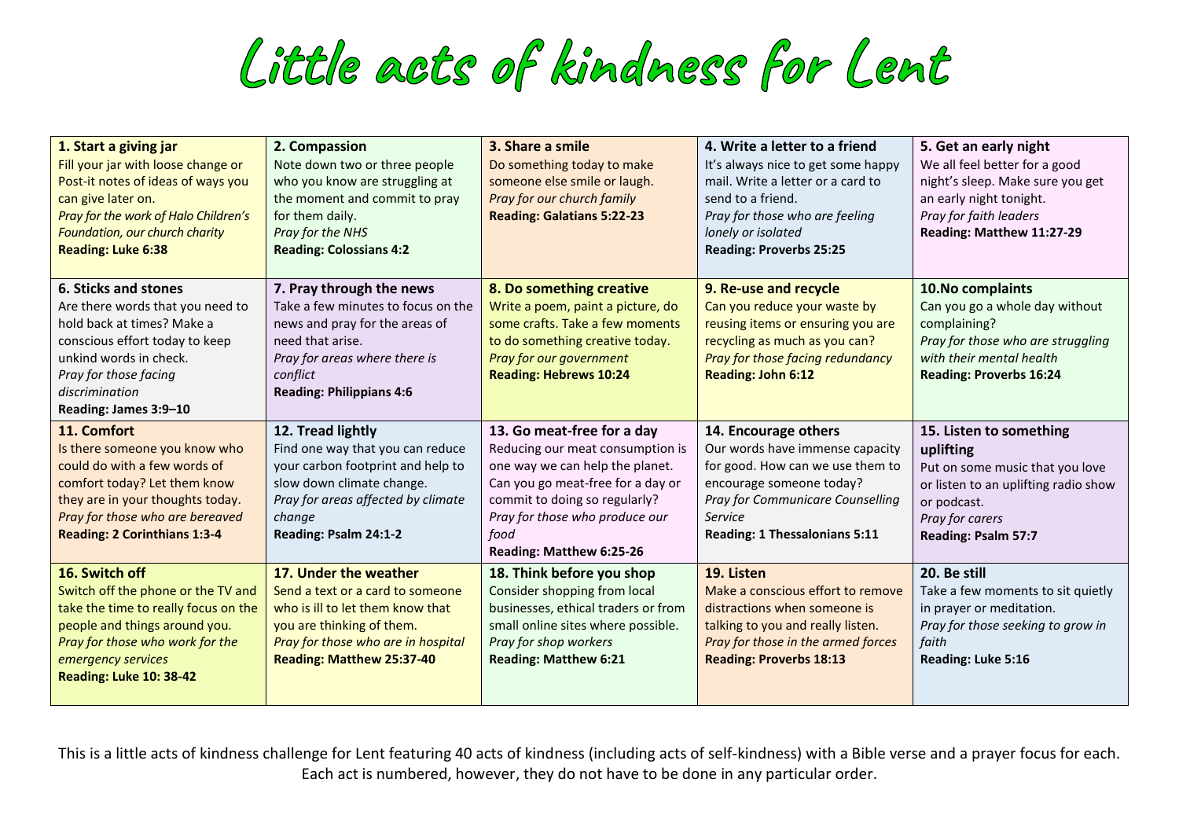# Little acts of kindness for Lent

| | | | | |
|---|---|---|---|---|
| **1. Start a giving jar**<br>Fill your jar with loose change or Post-it notes of ideas of ways you can give later on.<br>*Pray for the work of Halo Children's Foundation, our church charity*<br>**Reading: Luke 6:38** | **2. Compassion**<br>Note down two or three people who you know are struggling at the moment and commit to pray for them daily.<br>*Pray for the NHS*<br>**Reading: Colossians 4:2** | **3. Share a smile**<br>Do something today to make someone else smile or laugh.<br>*Pray for our church family*<br>**Reading: Galatians 5:22-23** | **4. Write a letter to a friend**<br>It's always nice to get some happy mail. Write a letter or a card to send to a friend.<br>*Pray for those who are feeling lonely or isolated*<br>**Reading: Proverbs 25:25** | **5. Get an early night**<br>We all feel better for a good night's sleep. Make sure you get an early night tonight.<br>*Pray for faith leaders*<br>**Reading: Matthew 11:27-29** |
| **6. Sticks and stones**<br>Are there words that you need to hold back at times? Make a conscious effort today to keep unkind words in check.<br>*Pray for those facing discrimination*<br>**Reading: James 3:9–10** | **7. Pray through the news**<br>Take a few minutes to focus on the news and pray for the areas of need that arise.<br>*Pray for areas where there is conflict*<br>**Reading: Philippians 4:6** | **8. Do something creative**<br>Write a poem, paint a picture, do some crafts. Take a few moments to do something creative today.<br>*Pray for our government*<br>**Reading: Hebrews 10:24** | **9. Re-use and recycle**<br>Can you reduce your waste by reusing items or ensuring you are recycling as much as you can?<br>*Pray for those facing redundancy*<br>**Reading: John 6:12** | **10.No complaints**<br>Can you go a whole day without complaining?<br>*Pray for those who are struggling with their mental health*<br>**Reading: Proverbs 16:24** |
| **11. Comfort**<br>Is there someone you know who could do with a few words of comfort today? Let them know they are in your thoughts today.<br>*Pray for those who are bereaved*<br>**Reading: 2 Corinthians 1:3-4** | **12. Tread lightly**<br>Find one way that you can reduce your carbon footprint and help to slow down climate change.<br>*Pray for areas affected by climate change*<br>**Reading: Psalm 24:1-2** | **13. Go meat-free for a day**<br>Reducing our meat consumption is one way we can help the planet. Can you go meat-free for a day or commit to doing so regularly?<br>*Pray for those who produce our food*<br>**Reading: Matthew 6:25-26** | **14. Encourage others**<br>Our words have immense capacity for good. How can we use them to encourage someone today?<br>*Pray for Communicare Counselling Service*<br>**Reading: 1 Thessalonians 5:11** | **15. Listen to something uplifting**<br>Put on some music that you love or listen to an uplifting radio show or podcast.<br>*Pray for carers*<br>**Reading: Psalm 57:7** |
| **16. Switch off**<br>Switch off the phone or the TV and take the time to really focus on the people and things around you.<br>*Pray for those who work for the emergency services*<br>**Reading: Luke 10: 38-42** | **17. Under the weather**<br>Send a text or a card to someone who is ill to let them know that you are thinking of them.<br>*Pray for those who are in hospital*<br>**Reading: Matthew 25:37-40** | **18. Think before you shop**<br>Consider shopping from local businesses, ethical traders or from small online sites where possible.<br>*Pray for shop workers*<br>**Reading: Matthew 6:21** | **19. Listen**<br>Make a conscious effort to remove distractions when someone is talking to you and really listen.<br>*Pray for those in the armed forces*<br>**Reading: Proverbs 18:13** | **20. Be still**<br>Take a few moments to sit quietly in prayer or meditation.<br>*Pray for those seeking to grow in faith*<br>**Reading: Luke 5:16** |

This is a little acts of kindness challenge for Lent featuring 40 acts of kindness (including acts of self-kindness) with a Bible verse and a prayer focus for each. Each act is numbered, however, they do not have to be done in any particular order.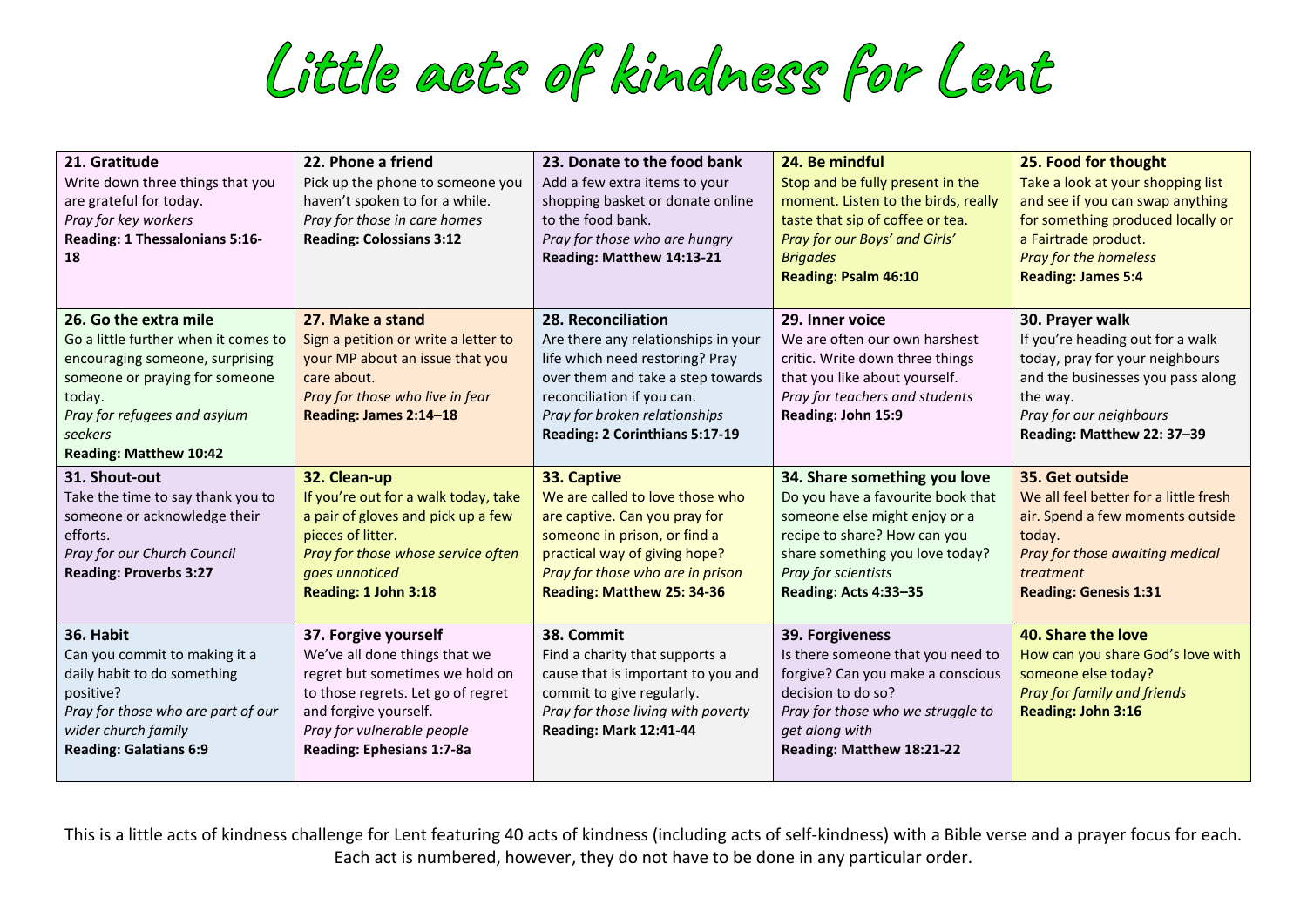# Little acts of kindness for Lent

| | | | | |
|---|---|---|---|---|
| **21. Gratitude** Write down three things that you are grateful for today. *Pray for key workers* **Reading: 1 Thessalonians 5:16-18** | **22. Phone a friend** Pick up the phone to someone you haven't spoken to for a while. *Pray for those in care homes* **Reading: Colossians 3:12** | **23. Donate to the food bank** Add a few extra items to your shopping basket or donate online to the food bank. *Pray for those who are hungry* **Reading: Matthew 14:13-21** | **24. Be mindful** Stop and be fully present in the moment. Listen to the birds, really taste that sip of coffee or tea. *Pray for our Boys' and Girls' Brigades* **Reading: Psalm 46:10** | **25. Food for thought** Take a look at your shopping list and see if you can swap anything for something produced locally or a Fairtrade product. *Pray for the homeless* **Reading: James 5:4** |
| **26. Go the extra mile** Go a little further when it comes to encouraging someone, surprising someone or praying for someone today. *Pray for refugees and asylum seekers* **Reading: Matthew 10:42** | **27. Make a stand** Sign a petition or write a letter to your MP about an issue that you care about. *Pray for those who live in fear* **Reading: James 2:14–18** | **28. Reconciliation** Are there any relationships in your life which need restoring? Pray over them and take a step towards reconciliation if you can. *Pray for broken relationships* **Reading: 2 Corinthians 5:17-19** | **29. Inner voice** We are often our own harshest critic. Write down three things that you like about yourself. *Pray for teachers and students* **Reading: John 15:9** | **30. Prayer walk** If you're heading out for a walk today, pray for your neighbours and the businesses you pass along the way. *Pray for our neighbours* **Reading: Matthew 22: 37–39** |
| **31. Shout-out** Take the time to say thank you to someone or acknowledge their efforts. *Pray for our Church Council* **Reading: Proverbs 3:27** | **32. Clean-up** If you're out for a walk today, take a pair of gloves and pick up a few pieces of litter. *Pray for those whose service often goes unnoticed* **Reading: 1 John 3:18** | **33. Captive** We are called to love those who are captive. Can you pray for someone in prison, or find a practical way of giving hope? *Pray for those who are in prison* **Reading: Matthew 25: 34-36** | **34. Share something you love** Do you have a favourite book that someone else might enjoy or a recipe to share? How can you share something you love today? *Pray for scientists* **Reading: Acts 4:33–35** | **35. Get outside** We all feel better for a little fresh air. Spend a few moments outside today. *Pray for those awaiting medical treatment* **Reading: Genesis 1:31** |
| **36. Habit** Can you commit to making it a daily habit to do something positive? *Pray for those who are part of our wider church family* **Reading: Galatians 6:9** | **37. Forgive yourself** We've all done things that we regret but sometimes we hold on to those regrets. Let go of regret and forgive yourself. *Pray for vulnerable people* **Reading: Ephesians 1:7-8a** | **38. Commit** Find a charity that supports a cause that is important to you and commit to give regularly. *Pray for those living with poverty* **Reading: Mark 12:41-44** | **39. Forgiveness** Is there someone that you need to forgive? Can you make a conscious decision to do so? *Pray for those who we struggle to get along with* **Reading: Matthew 18:21-22** | **40. Share the love** How can you share God's love with someone else today? *Pray for family and friends* **Reading: John 3:16** |

This is a little acts of kindness challenge for Lent featuring 40 acts of kindness (including acts of self-kindness) with a Bible verse and a prayer focus for each. Each act is numbered, however, they do not have to be done in any particular order.